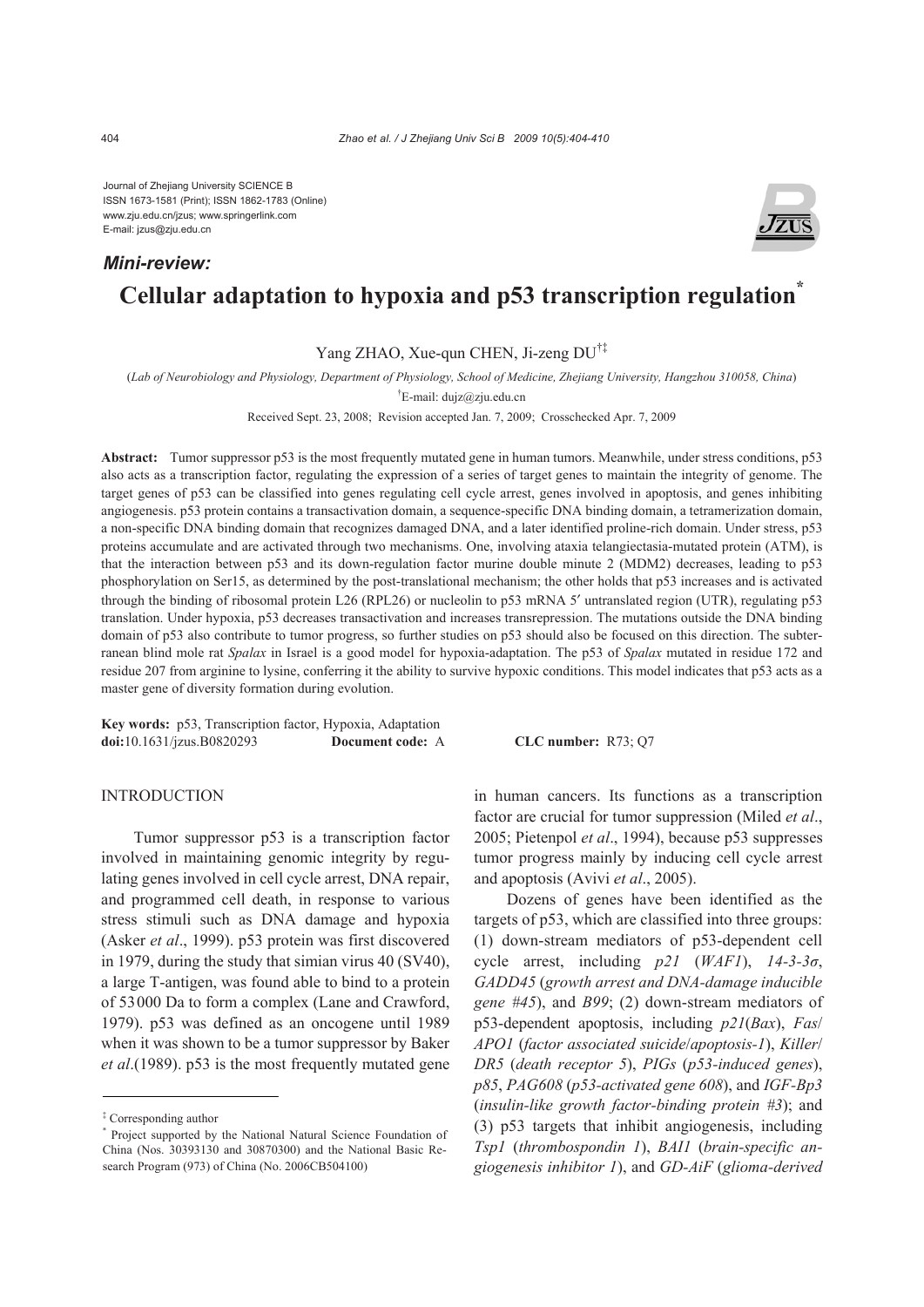Journal of Zhejiang University SCIENCE B
ISSN 1673-1581 (Print); ISSN 1862-1783 (Online)
www.zju.edu.cn/jzus; www.springerlink.com
E-mail: jzus@zju.edu.cn

***Mini-review:***

# Cellular adaptation to hypoxia and p53 transcription regulation*

Yang ZHAO, Xue-qun CHEN, Ji-zeng DU[†‡]

(*Lab of Neurobiology and Physiology, Department of Physiology, School of Medicine, Zhejiang University, Hangzhou 310058, China*)

[†]E-mail: dujz@zju.edu.cn

Received Sept. 23, 2008; Revision accepted Jan. 7, 2009; Crosschecked Apr. 7, 2009

**Abstract:** Tumor suppressor p53 is the most frequently mutated gene in human tumors. Meanwhile, under stress conditions, p53 also acts as a transcription factor, regulating the expression of a series of target genes to maintain the integrity of genome. The target genes of p53 can be classified into genes regulating cell cycle arrest, genes involved in apoptosis, and genes inhibiting angiogenesis. p53 protein contains a transactivation domain, a sequence-specific DNA binding domain, a tetramerization domain, a non-specific DNA binding domain that recognizes damaged DNA, and a later identified proline-rich domain. Under stress, p53 proteins accumulate and are activated through two mechanisms. One, involving ataxia telangiectasia-mutated protein (ATM), is that the interaction between p53 and its down-regulation factor murine double minute 2 (MDM2) decreases, leading to p53 phosphorylation on Ser15, as determined by the post-translational mechanism; the other holds that p53 increases and is activated through the binding of ribosomal protein L26 (RPL26) or nucleolin to p53 mRNA 5′ untranslated region (UTR), regulating p53 translation. Under hypoxia, p53 decreases transactivation and increases transrepression. The mutations outside the DNA binding domain of p53 also contribute to tumor progress, so further studies on p53 should also be focused on this direction. The subterranean blind mole rat *Spalax* in Israel is a good model for hypoxia-adaptation. The p53 of *Spalax* mutated in residue 172 and residue 207 from arginine to lysine, conferring it the ability to survive hypoxic conditions. This model indicates that p53 acts as a master gene of diversity formation during evolution.

**Key words:** p53, Transcription factor, Hypoxia, Adaptation
**doi:**10.1631/jzus.B0820293 **Document code:** A **CLC number:** R73; Q7

## INTRODUCTION

Tumor suppressor p53 is a transcription factor involved in maintaining genomic integrity by regulating genes involved in cell cycle arrest, DNA repair, and programmed cell death, in response to various stress stimuli such as DNA damage and hypoxia (Asker *et al*., 1999). p53 protein was first discovered in 1979, during the study that simian virus 40 (SV40), a large T-antigen, was found able to bind to a protein of 53000 Da to form a complex (Lane and Crawford, 1979). p53 was defined as an oncogene until 1989 when it was shown to be a tumor suppressor by Baker *et al*.(1989). p53 is the most frequently mutated gene in human cancers. Its functions as a transcription factor are crucial for tumor suppression (Miled *et al*., 2005; Pietenpol *et al*., 1994), because p53 suppresses tumor progress mainly by inducing cell cycle arrest and apoptosis (Avivi *et al*., 2005).

Dozens of genes have been identified as the targets of p53, which are classified into three groups: (1) down-stream mediators of p53-dependent cell cycle arrest, including *p21* (*WAF1*), *14-3-3σ*, *GADD45* (*growth arrest and DNA-damage inducible gene #45*), and *B99*; (2) down-stream mediators of p53-dependent apoptosis, including *p21*(*Bax*), *Fas*/*APO1* (*factor associated suicide*/*apoptosis-1*), *Killer*/*DR5* (*death receptor 5*), *PIGs* (*p53-induced genes*), *p85*, *PAG608* (*p53-activated gene 608*), and *IGF-Bp3* (*insulin-like growth factor-binding protein #3*); and (3) p53 targets that inhibit angiogenesis, including *Tsp1* (*thrombospondin 1*), *BAI1* (*brain-specific angiogenesis inhibitor 1*), and *GD-AiF* (*glioma-derived*

---

[‡] Corresponding author

[*] Project supported by the National Natural Science Foundation of China (Nos. 30393130 and 30870300) and the National Basic Research Program (973) of China (No. 2006CB504100)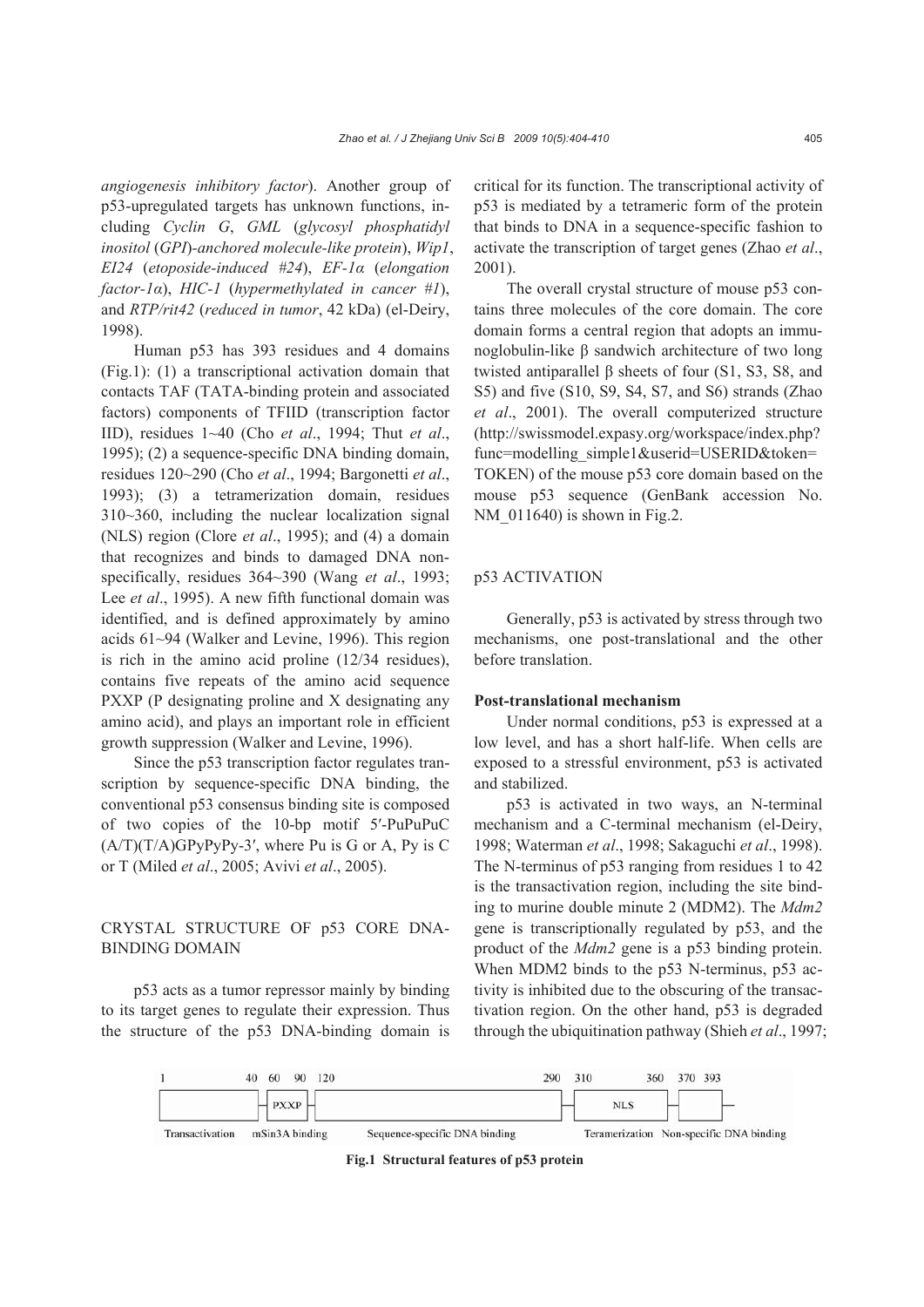*angiogenesis inhibitory factor*). Another group of p53-upregulated targets has unknown functions, including *Cyclin G*, *GML* (*glycosyl phosphatidyl inositol* (*GPI*)-*anchored molecule-like protein*), *Wip1*, *EI24* (*etoposide-induced #24*), *EF-1α* (*elongation factor-1α*), *HIC-1* (*hypermethylated in cancer #1*), and *RTP/rit42* (*reduced in tumor*, 42 kDa) (el-Deiry, 1998).

Human p53 has 393 residues and 4 domains (Fig.1): (1) a transcriptional activation domain that contacts TAF (TATA-binding protein and associated factors) components of TFIID (transcription factor IID), residues 1~40 (Cho *et al*., 1994; Thut *et al*., 1995); (2) a sequence-specific DNA binding domain, residues 120~290 (Cho *et al*., 1994; Bargonetti *et al*., 1993); (3) a tetramerization domain, residues 310~360, including the nuclear localization signal (NLS) region (Clore *et al*., 1995); and (4) a domain that recognizes and binds to damaged DNA non-specifically, residues 364~390 (Wang *et al*., 1993; Lee *et al*., 1995). A new fifth functional domain was identified, and is defined approximately by amino acids 61~94 (Walker and Levine, 1996). This region is rich in the amino acid proline (12/34 residues), contains five repeats of the amino acid sequence PXXP (P designating proline and X designating any amino acid), and plays an important role in efficient growth suppression (Walker and Levine, 1996).

Since the p53 transcription factor regulates transcription by sequence-specific DNA binding, the conventional p53 consensus binding site is composed of two copies of the 10-bp motif 5′-PuPuPuC (A/T)(T/A)GPyPyPy-3′, where Pu is G or A, Py is C or T (Miled *et al*., 2005; Avivi *et al*., 2005).

## CRYSTAL STRUCTURE OF p53 CORE DNA-BINDING DOMAIN

p53 acts as a tumor repressor mainly by binding to its target genes to regulate their expression. Thus the structure of the p53 DNA-binding domain is critical for its function. The transcriptional activity of p53 is mediated by a tetrameric form of the protein that binds to DNA in a sequence-specific fashion to activate the transcription of target genes (Zhao *et al*., 2001).

The overall crystal structure of mouse p53 contains three molecules of the core domain. The core domain forms a central region that adopts an immunoglobulin-like β sandwich architecture of two long twisted antiparallel β sheets of four (S1, S3, S8, and S5) and five (S10, S9, S4, S7, and S6) strands (Zhao *et al*., 2001). The overall computerized structure (http://swissmodel.expasy.org/workspace/index.php?func=modelling_simple1&userid=USERID&token=TOKEN) of the mouse p53 core domain based on the mouse p53 sequence (GenBank accession No. NM_011640) is shown in Fig.2.

## p53 ACTIVATION

Generally, p53 is activated by stress through two mechanisms, one post-translational and the other before translation.

### Post-translational mechanism

Under normal conditions, p53 is expressed at a low level, and has a short half-life. When cells are exposed to a stressful environment, p53 is activated and stabilized.

p53 is activated in two ways, an N-terminal mechanism and a C-terminal mechanism (el-Deiry, 1998; Waterman *et al*., 1998; Sakaguchi *et al*., 1998). The N-terminus of p53 ranging from residues 1 to 42 is the transactivation region, including the site binding to murine double minute 2 (MDM2). The *Mdm2* gene is transcriptionally regulated by p53, and the product of the *Mdm2* gene is a p53 binding protein. When MDM2 binds to the p53 N-terminus, p53 activity is inhibited due to the obscuring of the transactivation region. On the other hand, p53 is degraded through the ubiquitination pathway (Shieh *et al*., 1997;

1 40 60 90 120 290 310 360 370 393

PXXP NLS

Transactivation mSin3A binding Sequence-specific DNA binding Teramerization Non-specific DNA binding

**Fig.1 Structural features of p53 protein**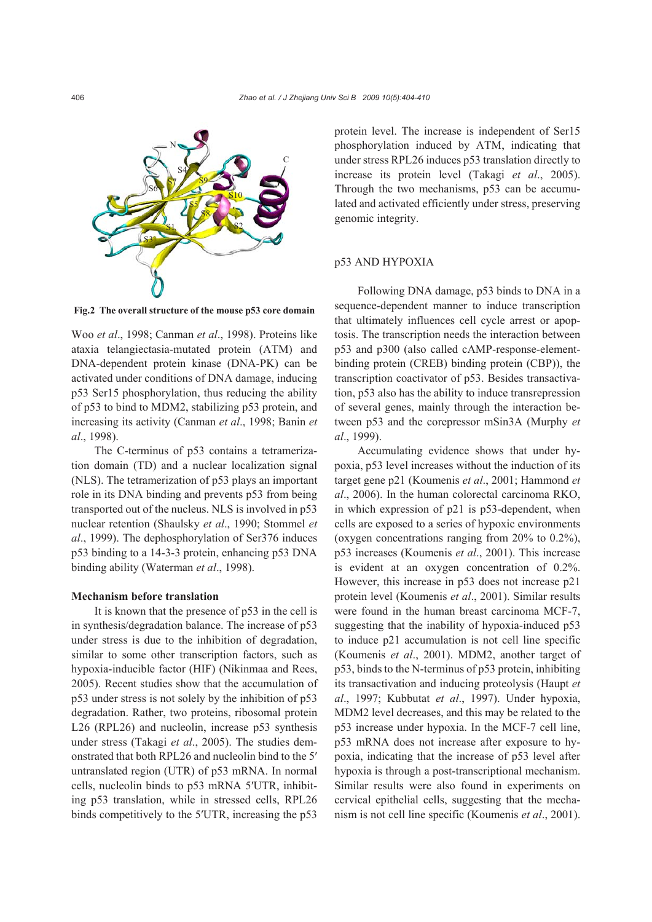N

C

S4

S9

S6

S7

S10

S5

S8

S1

S2

S3

**Fig.2 The overall structure of the mouse p53 core domain**

Woo *et al*., 1998; Canman *et al*., 1998). Proteins like ataxia telangiectasia-mutated protein (ATM) and DNA-dependent protein kinase (DNA-PK) can be activated under conditions of DNA damage, inducing p53 Ser15 phosphorylation, thus reducing the ability of p53 to bind to MDM2, stabilizing p53 protein, and increasing its activity (Canman *et al*., 1998; Banin *et al*., 1998).

The C-terminus of p53 contains a tetramerization domain (TD) and a nuclear localization signal (NLS). The tetramerization of p53 plays an important role in its DNA binding and prevents p53 from being transported out of the nucleus. NLS is involved in p53 nuclear retention (Shaulsky *et al*., 1990; Stommel *et al*., 1999). The dephosphorylation of Ser376 induces p53 binding to a 14-3-3 protein, enhancing p53 DNA binding ability (Waterman *et al*., 1998).

### Mechanism before translation

It is known that the presence of p53 in the cell is in synthesis/degradation balance. The increase of p53 under stress is due to the inhibition of degradation, similar to some other transcription factors, such as hypoxia-inducible factor (HIF) (Nikinmaa and Rees, 2005). Recent studies show that the accumulation of p53 under stress is not solely by the inhibition of p53 degradation. Rather, two proteins, ribosomal protein L26 (RPL26) and nucleolin, increase p53 synthesis under stress (Takagi *et al*., 2005). The studies demonstrated that both RPL26 and nucleolin bind to the 5′ untranslated region (UTR) of p53 mRNA. In normal cells, nucleolin binds to p53 mRNA 5′UTR, inhibiting p53 translation, while in stressed cells, RPL26 binds competitively to the 5′UTR, increasing the p53 protein level. The increase is independent of Ser15 phosphorylation induced by ATM, indicating that under stress RPL26 induces p53 translation directly to increase its protein level (Takagi *et al*., 2005). Through the two mechanisms, p53 can be accumulated and activated efficiently under stress, preserving genomic integrity.

## p53 AND HYPOXIA

Following DNA damage, p53 binds to DNA in a sequence-dependent manner to induce transcription that ultimately influences cell cycle arrest or apoptosis. The transcription needs the interaction between p53 and p300 (also called cAMP-response-element-binding protein (CREB) binding protein (CBP)), the transcription coactivator of p53. Besides transactivation, p53 also has the ability to induce transrepression of several genes, mainly through the interaction between p53 and the corepressor mSin3A (Murphy *et al*., 1999).

Accumulating evidence shows that under hypoxia, p53 level increases without the induction of its target gene p21 (Koumenis *et al*., 2001; Hammond *et al*., 2006). In the human colorectal carcinoma RKO, in which expression of p21 is p53-dependent, when cells are exposed to a series of hypoxic environments (oxygen concentrations ranging from 20% to 0.2%), p53 increases (Koumenis *et al*., 2001). This increase is evident at an oxygen concentration of 0.2%. However, this increase in p53 does not increase p21 protein level (Koumenis *et al*., 2001). Similar results were found in the human breast carcinoma MCF-7, suggesting that the inability of hypoxia-induced p53 to induce p21 accumulation is not cell line specific (Koumenis *et al*., 2001). MDM2, another target of p53, binds to the N-terminus of p53 protein, inhibiting its transactivation and inducing proteolysis (Haupt *et al*., 1997; Kubbutat *et al*., 1997). Under hypoxia, MDM2 level decreases, and this may be related to the p53 increase under hypoxia. In the MCF-7 cell line, p53 mRNA does not increase after exposure to hypoxia, indicating that the increase of p53 level after hypoxia is through a post-transcriptional mechanism. Similar results were also found in experiments on cervical epithelial cells, suggesting that the mechanism is not cell line specific (Koumenis *et al*., 2001).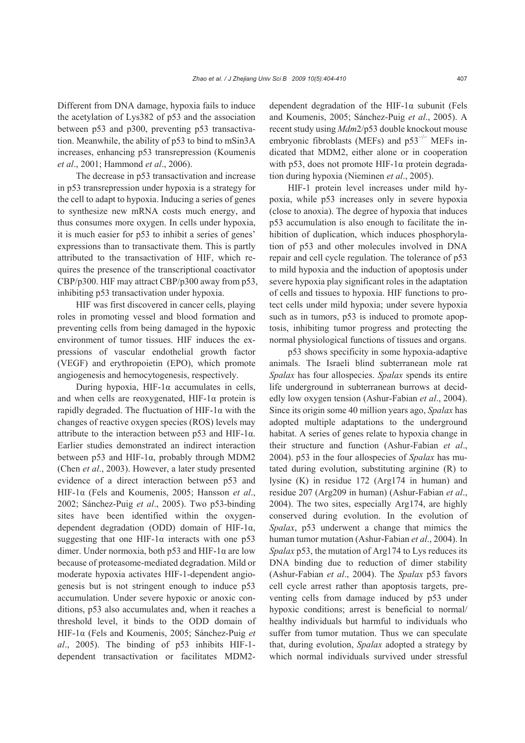Different from DNA damage, hypoxia fails to induce the acetylation of Lys382 of p53 and the association between p53 and p300, preventing p53 transactivation. Meanwhile, the ability of p53 to bind to mSin3A increases, enhancing p53 transrepression (Koumenis *et al*., 2001; Hammond *et al*., 2006).

The decrease in p53 transactivation and increase in p53 transrepression under hypoxia is a strategy for the cell to adapt to hypoxia. Inducing a series of genes to synthesize new mRNA costs much energy, and thus consumes more oxygen. In cells under hypoxia, it is much easier for p53 to inhibit a series of genes' expressions than to transactivate them. This is partly attributed to the transactivation of HIF, which requires the presence of the transcriptional coactivator CBP/p300. HIF may attract CBP/p300 away from p53, inhibiting p53 transactivation under hypoxia.

HIF was first discovered in cancer cells, playing roles in promoting vessel and blood formation and preventing cells from being damaged in the hypoxic environment of tumor tissues. HIF induces the expressions of vascular endothelial growth factor (VEGF) and erythropoietin (EPO), which promote angiogenesis and hemocytogenesis, respectively.

During hypoxia, HIF-1α accumulates in cells, and when cells are reoxygenated, HIF-1α protein is rapidly degraded. The fluctuation of HIF-1α with the changes of reactive oxygen species (ROS) levels may attribute to the interaction between p53 and HIF-1α. Earlier studies demonstrated an indirect interaction between p53 and HIF-1α, probably through MDM2 (Chen *et al*., 2003). However, a later study presented evidence of a direct interaction between p53 and HIF-1α (Fels and Koumenis, 2005; Hansson *et al*., 2002; Sánchez-Puig *et al*., 2005). Two p53-binding sites have been identified within the oxygen-dependent degradation (ODD) domain of HIF-1α, suggesting that one HIF-1α interacts with one p53 dimer. Under normoxia, both p53 and HIF-1α are low because of proteasome-mediated degradation. Mild or moderate hypoxia activates HIF-1-dependent angiogenesis but is not stringent enough to induce p53 accumulation. Under severe hypoxic or anoxic conditions, p53 also accumulates and, when it reaches a threshold level, it binds to the ODD domain of HIF-1α (Fels and Koumenis, 2005; Sánchez-Puig *et al*., 2005). The binding of p53 inhibits HIF-1-dependent transactivation or facilitates MDM2-dependent degradation of the HIF-1α subunit (Fels and Koumenis, 2005; Sánchez-Puig *et al*., 2005). A recent study using *Mdm2*/p53 double knockout mouse embryonic fibroblasts (MEFs) and $p53^{-/-}$ MEFs indicated that MDM2, either alone or in cooperation with p53, does not promote HIF-1α protein degradation during hypoxia (Nieminen *et al*., 2005).

HIF-1 protein level increases under mild hypoxia, while p53 increases only in severe hypoxia (close to anoxia). The degree of hypoxia that induces p53 accumulation is also enough to facilitate the inhibition of duplication, which induces phosphorylation of p53 and other molecules involved in DNA repair and cell cycle regulation. The tolerance of p53 to mild hypoxia and the induction of apoptosis under severe hypoxia play significant roles in the adaptation of cells and tissues to hypoxia. HIF functions to protect cells under mild hypoxia; under severe hypoxia such as in tumors, p53 is induced to promote apoptosis, inhibiting tumor progress and protecting the normal physiological functions of tissues and organs.

p53 shows specificity in some hypoxia-adaptive animals. The Israeli blind subterranean mole rat *Spalax* has four allospecies. *Spalax* spends its entire life underground in subterranean burrows at decidedly low oxygen tension (Ashur-Fabian *et al*., 2004). Since its origin some 40 million years ago, *Spalax* has adopted multiple adaptations to the underground habitat. A series of genes relate to hypoxia change in their structure and function (Ashur-Fabian *et al*., 2004). p53 in the four allospecies of *Spalax* has mutated during evolution, substituting arginine (R) to lysine (K) in residue 172 (Arg174 in human) and residue 207 (Arg209 in human) (Ashur-Fabian *et al*., 2004). The two sites, especially Arg174, are highly conserved during evolution. In the evolution of *Spalax*, p53 underwent a change that mimics the human tumor mutation (Ashur-Fabian *et al*., 2004). In *Spalax* p53, the mutation of Arg174 to Lys reduces its DNA binding due to reduction of dimer stability (Ashur-Fabian *et al*., 2004). The *Spalax* p53 favors cell cycle arrest rather than apoptosis targets, preventing cells from damage induced by p53 under hypoxic conditions; arrest is beneficial to normal/healthy individuals but harmful to individuals who suffer from tumor mutation. Thus we can speculate that, during evolution, *Spalax* adopted a strategy by which normal individuals survived under stressful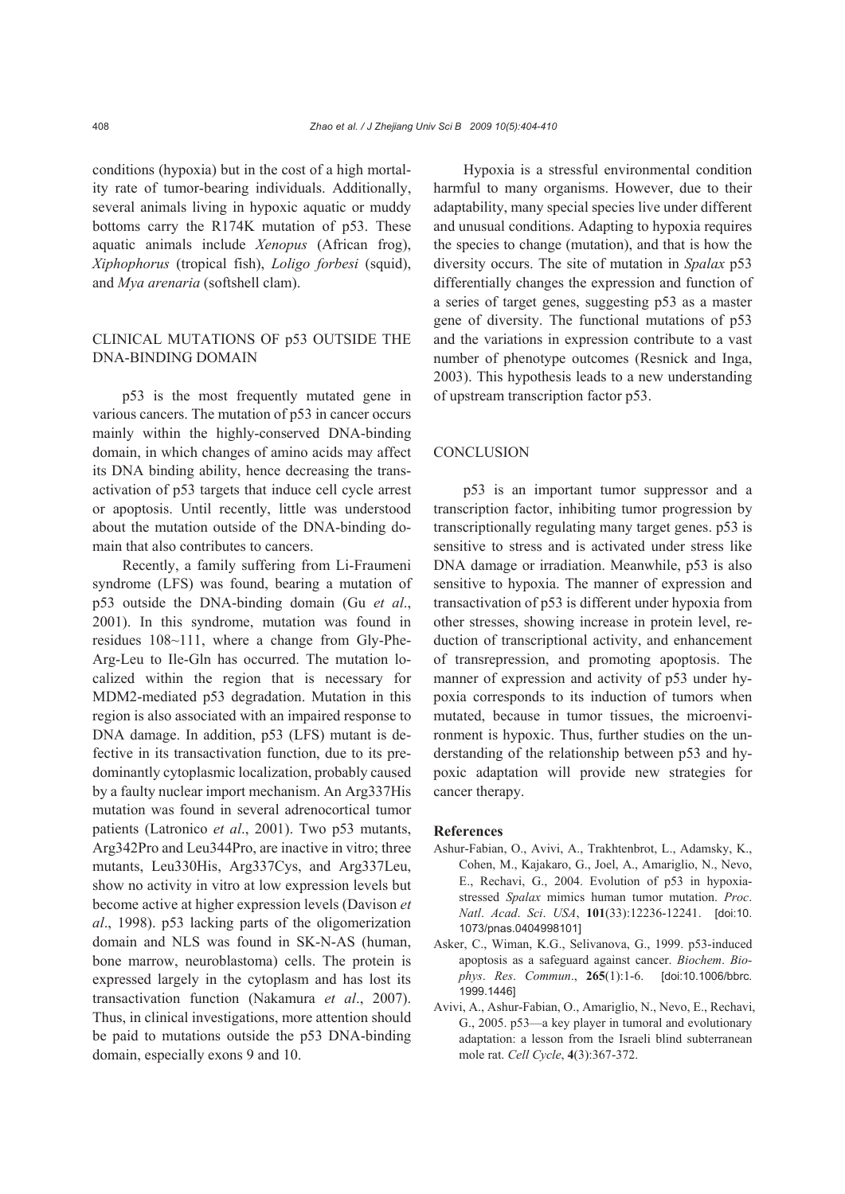conditions (hypoxia) but in the cost of a high mortality rate of tumor-bearing individuals. Additionally, several animals living in hypoxic aquatic or muddy bottoms carry the R174K mutation of p53. These aquatic animals include *Xenopus* (African frog), *Xiphophorus* (tropical fish), *Loligo forbesi* (squid), and *Mya arenaria* (softshell clam).

## CLINICAL MUTATIONS OF p53 OUTSIDE THE DNA-BINDING DOMAIN

p53 is the most frequently mutated gene in various cancers. The mutation of p53 in cancer occurs mainly within the highly-conserved DNA-binding domain, in which changes of amino acids may affect its DNA binding ability, hence decreasing the transactivation of p53 targets that induce cell cycle arrest or apoptosis. Until recently, little was understood about the mutation outside of the DNA-binding domain that also contributes to cancers.

Recently, a family suffering from Li-Fraumeni syndrome (LFS) was found, bearing a mutation of p53 outside the DNA-binding domain (Gu *et al*., 2001). In this syndrome, mutation was found in residues 108~111, where a change from Gly-Phe-Arg-Leu to Ile-Gln has occurred. The mutation localized within the region that is necessary for MDM2-mediated p53 degradation. Mutation in this region is also associated with an impaired response to DNA damage. In addition, p53 (LFS) mutant is defective in its transactivation function, due to its predominantly cytoplasmic localization, probably caused by a faulty nuclear import mechanism. An Arg337His mutation was found in several adrenocortical tumor patients (Latronico *et al*., 2001). Two p53 mutants, Arg342Pro and Leu344Pro, are inactive in vitro; three mutants, Leu330His, Arg337Cys, and Arg337Leu, show no activity in vitro at low expression levels but become active at higher expression levels (Davison *et al*., 1998). p53 lacking parts of the oligomerization domain and NLS was found in SK-N-AS (human, bone marrow, neuroblastoma) cells. The protein is expressed largely in the cytoplasm and has lost its transactivation function (Nakamura *et al*., 2007). Thus, in clinical investigations, more attention should be paid to mutations outside the p53 DNA-binding domain, especially exons 9 and 10.

Hypoxia is a stressful environmental condition harmful to many organisms. However, due to their adaptability, many special species live under different and unusual conditions. Adapting to hypoxia requires the species to change (mutation), and that is how the diversity occurs. The site of mutation in *Spalax* p53 differentially changes the expression and function of a series of target genes, suggesting p53 as a master gene of diversity. The functional mutations of p53 and the variations in expression contribute to a vast number of phenotype outcomes (Resnick and Inga, 2003). This hypothesis leads to a new understanding of upstream transcription factor p53.

## CONCLUSION

p53 is an important tumor suppressor and a transcription factor, inhibiting tumor progression by transcriptionally regulating many target genes. p53 is sensitive to stress and is activated under stress like DNA damage or irradiation. Meanwhile, p53 is also sensitive to hypoxia. The manner of expression and transactivation of p53 is different under hypoxia from other stresses, showing increase in protein level, reduction of transcriptional activity, and enhancement of transrepression, and promoting apoptosis. The manner of expression and activity of p53 under hypoxia corresponds to its induction of tumors when mutated, because in tumor tissues, the microenvironment is hypoxic. Thus, further studies on the understanding of the relationship between p53 and hypoxic adaptation will provide new strategies for cancer therapy.

## References

Ashur-Fabian, O., Avivi, A., Trakhtenbrot, L., Adamsky, K., Cohen, M., Kajakaro, G., Joel, A., Amariglio, N., Nevo, E., Rechavi, G., 2004. Evolution of p53 in hypoxia-stressed *Spalax* mimics human tumor mutation. *Proc. Natl. Acad. Sci. USA*, **101**(33):12236-12241. [doi:10.1073/pnas.0404998101]

Asker, C., Wiman, K.G., Selivanova, G., 1999. p53-induced apoptosis as a safeguard against cancer. *Biochem. Biophys. Res. Commun.*, **265**(1):1-6. [doi:10.1006/bbrc.1999.1446]

Avivi, A., Ashur-Fabian, O., Amariglio, N., Nevo, E., Rechavi, G., 2005. p53—a key player in tumoral and evolutionary adaptation: a lesson from the Israeli blind subterranean mole rat. *Cell Cycle*, **4**(3):367-372.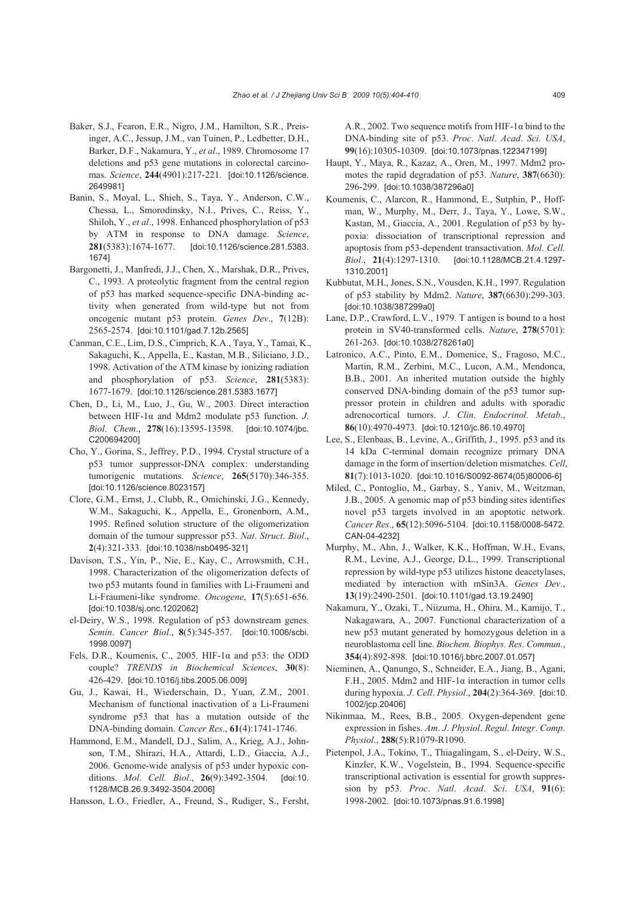Baker, S.J., Fearon, E.R., Nigro, J.M., Hamilton, S.R., Preisinger, A.C., Jessup, J.M., van Tuinen, P., Ledbetter, D.H., Barker, D.F., Nakamura, Y., *et al*., 1989. Chromosome 17 deletions and p53 gene mutations in colorectal carcinomas. *Science*, **244**(4901):217-221. [doi:10.1126/science.2649981]

Banin, S., Moyal, L., Shieh, S., Taya, Y., Anderson, C.W., Chessa, L., Smorodinsky, N.I., Prives, C., Reiss, Y., Shiloh, Y., *et al*., 1998. Enhanced phosphorylation of p53 by ATM in response to DNA damage. *Science*, **281**(5383):1674-1677. [doi:10.1126/science.281.5383.1674]

Bargonetti, J., Manfredi, J.J., Chen, X., Marshak, D.R., Prives, C., 1993. A proteolytic fragment from the central region of p53 has marked sequence-specific DNA-binding activity when generated from wild-type but not from oncogenic mutant p53 protein. *Genes Dev*., **7**(12B):2565-2574. [doi:10.1101/gad.7.12b.2565]

Canman, C.E., Lim, D.S., Cimprich, K.A., Taya, Y., Tamai, K., Sakaguchi, K., Appella, E., Kastan, M.B., Siliciano, J.D., 1998. Activation of the ATM kinase by ionizing radiation and phosphorylation of p53. *Science*, **281**(5383):1677-1679. [doi:10.1126/science.281.5383.1677]

Chen, D., Li, M., Luo, J., Gu, W., 2003. Direct interaction between HIF-1α and Mdm2 modulate p53 function. *J. Biol. Chem*., **278**(16):13595-13598. [doi:10.1074/jbc.C200694200]

Cho, Y., Gorina, S., Jeffrey, P.D., 1994. Crystal structure of a p53 tumor suppressor-DNA complex: understanding tumorigenic mutations. *Science*, **265**(5170):346-355. [doi:10.1126/science.8023157]

Clore, G.M., Ernst, J., Clubb, R., Omichinski, J.G., Kennedy, W.M., Sakaguchi, K., Appella, E., Gronenborn, A.M., 1995. Refined solution structure of the oligomerization domain of the tumour suppressor p53. *Nat. Struct. Biol*., **2**(4):321-333. [doi:10.1038/nsb0495-321]

Davison, T.S., Yin, P., Nie, E., Kay, C., Arrowsmith, C.H., 1998. Characterization of the oligomerization defects of two p53 mutants found in families with Li-Fraumeni and Li-Fraumeni-like syndrome. *Oncogene*, **17**(5):651-656. [doi:10.1038/sj.onc.1202062]

el-Deiry, W.S., 1998. Regulation of p53 downstream genes. *Semin. Cancer Biol*., **8**(5):345-357. [doi:10.1006/scbi.1998.0097]

Fels, D.R., Koumenis, C., 2005. HIF-1α and p53: the ODD couple? *TRENDS in Biochemical Sciences*, **30**(8):426-429. [doi:10.1016/j.tibs.2005.06.009]

Gu, J., Kawai, H., Wiederschain, D., Yuan, Z.M., 2001. Mechanism of functional inactivation of a Li-Fraumeni syndrome p53 that has a mutation outside of the DNA-binding domain. *Cancer Res*., **61**(4):1741-1746.

Hammond, E.M., Mandell, D.J., Salim, A., Krieg, A.J., Johnson, T.M., Shirazi, H.A., Attardi, L.D., Giaccia, A.J., 2006. Genome-wide analysis of p53 under hypoxic conditions. *Mol. Cell. Biol*., **26**(9):3492-3504. [doi:10.1128/MCB.26.9.3492-3504.2006]

Hansson, L.O., Friedler, A., Freund, S., Rudiger, S., Fersht, A.R., 2002. Two sequence motifs from HIF-1α bind to the DNA-binding site of p53. *Proc. Natl. Acad. Sci. USA*, **99**(16):10305-10309. [doi:10.1073/pnas.122347199]

Haupt, Y., Maya, R., Kazaz, A., Oren, M., 1997. Mdm2 promotes the rapid degradation of p53. *Nature*, **387**(6630):296-299. [doi:10.1038/387296a0]

Koumenis, C., Alarcon, R., Hammond, E., Sutphin, P., Hoffman, W., Murphy, M., Derr, J., Taya, Y., Lowe, S.W., Kastan, M., Giaccia, A., 2001. Regulation of p53 by hypoxia: dissociation of transcriptional repression and apoptosis from p53-dependent transactivation. *Mol. Cell. Biol*., **21**(4):1297-1310. [doi:10.1128/MCB.21.4.1297-1310.2001]

Kubbutat, M.H., Jones, S.N., Vousden, K.H., 1997. Regulation of p53 stability by Mdm2. *Nature*, **387**(6630):299-303. [doi:10.1038/387299a0]

Lane, D.P., Crawford, L.V., 1979. T antigen is bound to a host protein in SV40-transformed cells. *Nature*, **278**(5701):261-263. [doi:10.1038/278261a0]

Latronico, A.C., Pinto, E.M., Domenice, S., Fragoso, M.C., Martin, R.M., Zerbini, M.C., Lucon, A.M., Mendonca, B.B., 2001. An inherited mutation outside the highly conserved DNA-binding domain of the p53 tumor suppressor protein in children and adults with sporadic adrenocortical tumors. *J. Clin. Endocrinol. Metab*., **86**(10):4970-4973. [doi:10.1210/jc.86.10.4970]

Lee, S., Elenbaas, B., Levine, A., Griffith, J., 1995. p53 and its 14 kDa C-terminal domain recognize primary DNA damage in the form of insertion/deletion mismatches. *Cell*, **81**(7):1013-1020. [doi:10.1016/S0092-8674(05)80006-6]

Miled, C., Pontoglio, M., Garbay, S., Yaniv, M., Weitzman, J.B., 2005. A genomic map of p53 binding sites identifies novel p53 targets involved in an apoptotic network. *Cancer Res*., **65**(12):5096-5104. [doi:10.1158/0008-5472.CAN-04-4232]

Murphy, M., Ahn, J., Walker, K.K., Hoffman, W.H., Evans, R.M., Levine, A.J., George, D.L., 1999. Transcriptional repression by wild-type p53 utilizes histone deacetylases, mediated by interaction with mSin3A. *Genes Dev*., **13**(19):2490-2501. [doi:10.1101/gad.13.19.2490]

Nakamura, Y., Ozaki, T., Niizuma, H., Ohira, M., Kamijo, T., Nakagawara, A., 2007. Functional characterization of a new p53 mutant generated by homozygous deletion in a neuroblastoma cell line. *Biochem. Biophys. Res. Commun.*, **354**(4):892-898. [doi:10.1016/j.bbrc.2007.01.057]

Nieminen, A., Qanungo, S., Schneider, E.A., Jiang, B., Agani, F.H., 2005. Mdm2 and HIF-1α interaction in tumor cells during hypoxia. *J. Cell. Physiol*., **204**(2):364-369. [doi:10.1002/jcp.20406]

Nikinmaa, M., Rees, B.B., 2005. Oxygen-dependent gene expression in fishes. *Am. J. Physiol. Regul. Integr. Comp. Physiol*., **288**(5):R1079-R1090.

Pietenpol, J.A., Tokino, T., Thiagalingam, S., el-Deiry, W.S., Kinzler, K.W., Vogelstein, B., 1994. Sequence-specific transcriptional activation is essential for growth suppression by p53. *Proc. Natl. Acad. Sci. USA*, **91**(6):1998-2002. [doi:10.1073/pnas.91.6.1998]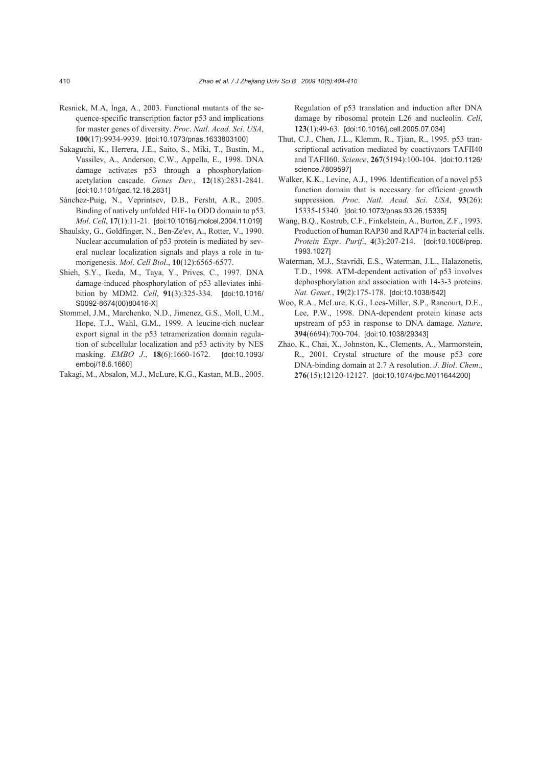Resnick, M.A, Inga, A., 2003. Functional mutants of the sequence-specific transcription factor p53 and implications for master genes of diversity. *Proc. Natl. Acad. Sci. USA*, **100**(17):9934-9939. [doi:10.1073/pnas.1633803100]

Sakaguchi, K., Herrera, J.E., Saito, S., Miki, T., Bustin, M., Vassilev, A., Anderson, C.W., Appella, E., 1998. DNA damage activates p53 through a phosphorylation-acetylation cascade. *Genes Dev*., **12**(18):2831-2841. [doi:10.1101/gad.12.18.2831]

Sánchez-Puig, N., Veprintsev, D.B., Fersht, A.R., 2005. Binding of natively unfolded HIF-1α ODD domain to p53. *Mol. Cell*, **17**(1):11-21. [doi:10.1016/j.molcel.2004.11.019]

Shaulsky, G., Goldfinger, N., Ben-Ze'ev, A., Rotter, V., 1990. Nuclear accumulation of p53 protein is mediated by several nuclear localization signals and plays a role in tumorigenesis. *Mol. Cell Biol*., **10**(12):6565-6577.

Shieh, S.Y., Ikeda, M., Taya, Y., Prives, C., 1997. DNA damage-induced phosphorylation of p53 alleviates inhibition by MDM2. *Cell*, **91**(3):325-334. [doi:10.1016/S0092-8674(00)80416-X]

Stommel, J.M., Marchenko, N.D., Jimenez, G.S., Moll, U.M., Hope, T.J., Wahl, G.M., 1999. A leucine-rich nuclear export signal in the p53 tetramerization domain regulation of subcellular localization and p53 activity by NES masking. *EMBO J*., **18**(6):1660-1672. [doi:10.1093/emboj/18.6.1660]

Takagi, M., Absalon, M.J., McLure, K.G., Kastan, M.B., 2005. Regulation of p53 translation and induction after DNA damage by ribosomal protein L26 and nucleolin. *Cell*, **123**(1):49-63. [doi:10.1016/j.cell.2005.07.034]

Thut, C.J., Chen, J.L., Klemm, R., Tjian, R., 1995. p53 transcriptional activation mediated by coactivators TAFII40 and TAFII60. *Science*, **267**(5194):100-104. [doi:10.1126/science.7809597]

Walker, K.K., Levine, A.J., 1996. Identification of a novel p53 function domain that is necessary for efficient growth suppression. *Proc. Natl. Acad. Sci. USA*, **93**(26):15335-15340. [doi:10.1073/pnas.93.26.15335]

Wang, B.Q., Kostrub, C.F., Finkelstein, A., Burton, Z.F., 1993. Production of human RAP30 and RAP74 in bacterial cells. *Protein Expr. Purif*., **4**(3):207-214. [doi:10.1006/prep.1993.1027]

Waterman, M.J., Stavridi, E.S., Waterman, J.L., Halazonetis, T.D., 1998. ATM-dependent activation of p53 involves dephosphorylation and association with 14-3-3 proteins. *Nat. Genet.*, **19**(2):175-178. [doi:10.1038/542]

Woo, R.A., McLure, K.G., Lees-Miller, S.P., Rancourt, D.E., Lee, P.W., 1998. DNA-dependent protein kinase acts upstream of p53 in response to DNA damage. *Nature*, **394**(6694):700-704. [doi:10.1038/29343]

Zhao, K., Chai, X., Johnston, K., Clements, A., Marmorstein, R., 2001. Crystal structure of the mouse p53 core DNA-binding domain at 2.7 A resolution. *J. Biol. Chem*., **276**(15):12120-12127. [doi:10.1074/jbc.M011644200]